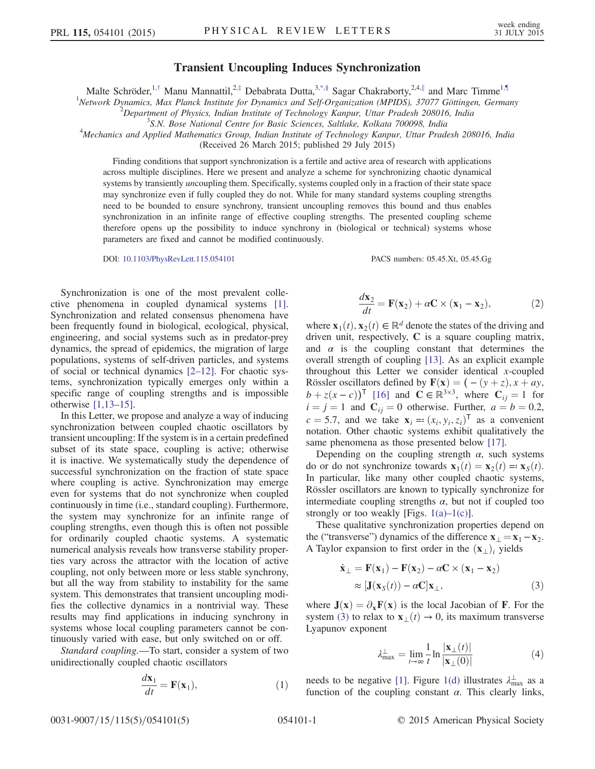# Transient Uncoupling Induces Synchronization

Malte Schröder,[1,†] Manu Mannattil,[2,‡] Debabrata Dutta,[3,*,§] Sagar Chakraborty,[2,4,∥] and Marc Timme[1,¶]

[1]Network Dynamics, Max Planck Institute for Dynamics and Self-Organization (MPIDS), 37077 Göttingen, Germany
[2]Department of Physics, Indian Institute of Technology Kanpur, Uttar Pradesh 208016, India
[3]S.N. Bose National Centre for Basic Sciences, Saltlake, Kolkata 700098, India
[4]Mechanics and Applied Mathematics Group, Indian Institute of Technology Kanpur, Uttar Pradesh 208016, India

(Received 26 March 2015; published 29 July 2015)

Finding conditions that support synchronization is a fertile and active area of research with applications across multiple disciplines. Here we present and analyze a scheme for synchronizing chaotic dynamical systems by transiently *un*coupling them. Specifically, systems coupled only in a fraction of their state space may synchronize even if fully coupled they do not. While for many standard systems coupling strengths need to be bounded to ensure synchrony, transient uncoupling removes this bound and thus enables synchronization in an infinite range of effective coupling strengths. The presented coupling scheme therefore opens up the possibility to induce synchrony in (biological or technical) systems whose parameters are fixed and cannot be modified continuously.

DOI: 10.1103/PhysRevLett.115.054101 PACS numbers: 05.45.Xt, 05.45.Gg

Synchronization is one of the most prevalent collective phenomena in coupled dynamical systems [1]. Synchronization and related consensus phenomena have been frequently found in biological, ecological, physical, engineering, and social systems such as in predator-prey dynamics, the spread of epidemics, the migration of large populations, systems of self-driven particles, and systems of social or technical dynamics [2–12]. For chaotic systems, synchronization typically emerges only within a specific range of coupling strengths and is impossible otherwise [1,13–15].

In this Letter, we propose and analyze a way of inducing synchronization between coupled chaotic oscillators by transient uncoupling: If the system is in a certain predefined subset of its state space, coupling is active; otherwise it is inactive. We systematically study the dependence of successful synchronization on the fraction of state space where coupling is active. Synchronization may emerge even for systems that do not synchronize when coupled continuously in time (i.e., standard coupling). Furthermore, the system may synchronize for an infinite range of coupling strengths, even though this is often not possible for ordinarily coupled chaotic systems. A systematic numerical analysis reveals how transverse stability properties vary across the attractor with the location of active coupling, not only between more or less stable synchrony, but all the way from stability to instability for the same system. This demonstrates that transient uncoupling modifies the collective dynamics in a nontrivial way. These results may find applications in inducing synchrony in systems whose local coupling parameters cannot be continuously varied with ease, but only switched on or off.

*Standard coupling.*—To start, consider a system of two unidirectionally coupled chaotic oscillators

$$\frac{d\mathbf{x}_1}{dt} = \mathbf{F}(\mathbf{x}_1), \tag{1}$$

$$\frac{d\mathbf{x}_2}{dt} = \mathbf{F}(\mathbf{x}_2) + \alpha\mathbf{C} \times (\mathbf{x}_1 - \mathbf{x}_2), \tag{2}$$

where $\mathbf{x}_1(t), \mathbf{x}_2(t) \in \mathbb{R}^d$ denote the states of the driving and driven unit, respectively, $\mathbf{C}$ is a square coupling matrix, and $\alpha$ is the coupling constant that determines the overall strength of coupling [13]. As an explicit example throughout this Letter we consider identical $x$-coupled Rössler oscillators defined by $\mathbf{F}(\mathbf{x}) = (-(y+z), x+ay, b+z(x-c))^\mathsf{T}$ [16] and $\mathbf{C} \in \mathbb{R}^{3\times 3}$, where $\mathbf{C}_{ij} = 1$ for $i = j = 1$ and $\mathbf{C}_{ij} = 0$ otherwise. Further, $a = b = 0.2$, $c = 5.7$, and we take $\mathbf{x}_i =: (x_i, y_i, z_i)^\mathsf{T}$ as a convenient notation. Other chaotic systems exhibit qualitatively the same phenomena as those presented below [17].

Depending on the coupling strength $\alpha$, such systems do or do not synchronize towards $\mathbf{x}_1(t) = \mathbf{x}_2(t) =: \mathbf{x}_S(t)$. In particular, like many other coupled chaotic systems, Rössler oscillators are known to typically synchronize for intermediate coupling strengths $\alpha$, but not if coupled too strongly or too weakly [Figs. 1(a)–1(c)].

These qualitative synchronization properties depend on the ("transverse") dynamics of the difference $\mathbf{x}_\perp = \mathbf{x}_1 - \mathbf{x}_2$. A Taylor expansion to first order in the $(\mathbf{x}_\perp)_i$ yields

$$\begin{aligned}\dot{\mathbf{x}}_\perp &= \mathbf{F}(\mathbf{x}_1) - \mathbf{F}(\mathbf{x}_2) - \alpha\mathbf{C} \times (\mathbf{x}_1 - \mathbf{x}_2)\\ &\approx [\mathbf{J}(\mathbf{x}_S(t)) - \alpha\mathbf{C}]\mathbf{x}_\perp,\end{aligned} \tag{3}$$

where $\mathbf{J}(\mathbf{x}) = \partial_\mathbf{x}\mathbf{F}(\mathbf{x})$ is the local Jacobian of $\mathbf{F}$. For the system (3) to relax to $\mathbf{x}_\perp(t) \to 0$, its maximum transverse Lyapunov exponent

$$\lambda^\perp_{\max} = \lim_{t\to\infty} \frac{1}{t} \ln \frac{|\mathbf{x}_\perp(t)|}{|\mathbf{x}_\perp(0)|} \tag{4}$$

needs to be negative [1]. Figure 1(d) illustrates $\lambda^\perp_{\max}$ as a function of the coupling constant $\alpha$. This clearly links,

0031-9007/15/115(5)/054101(5) © 2015 American Physical Society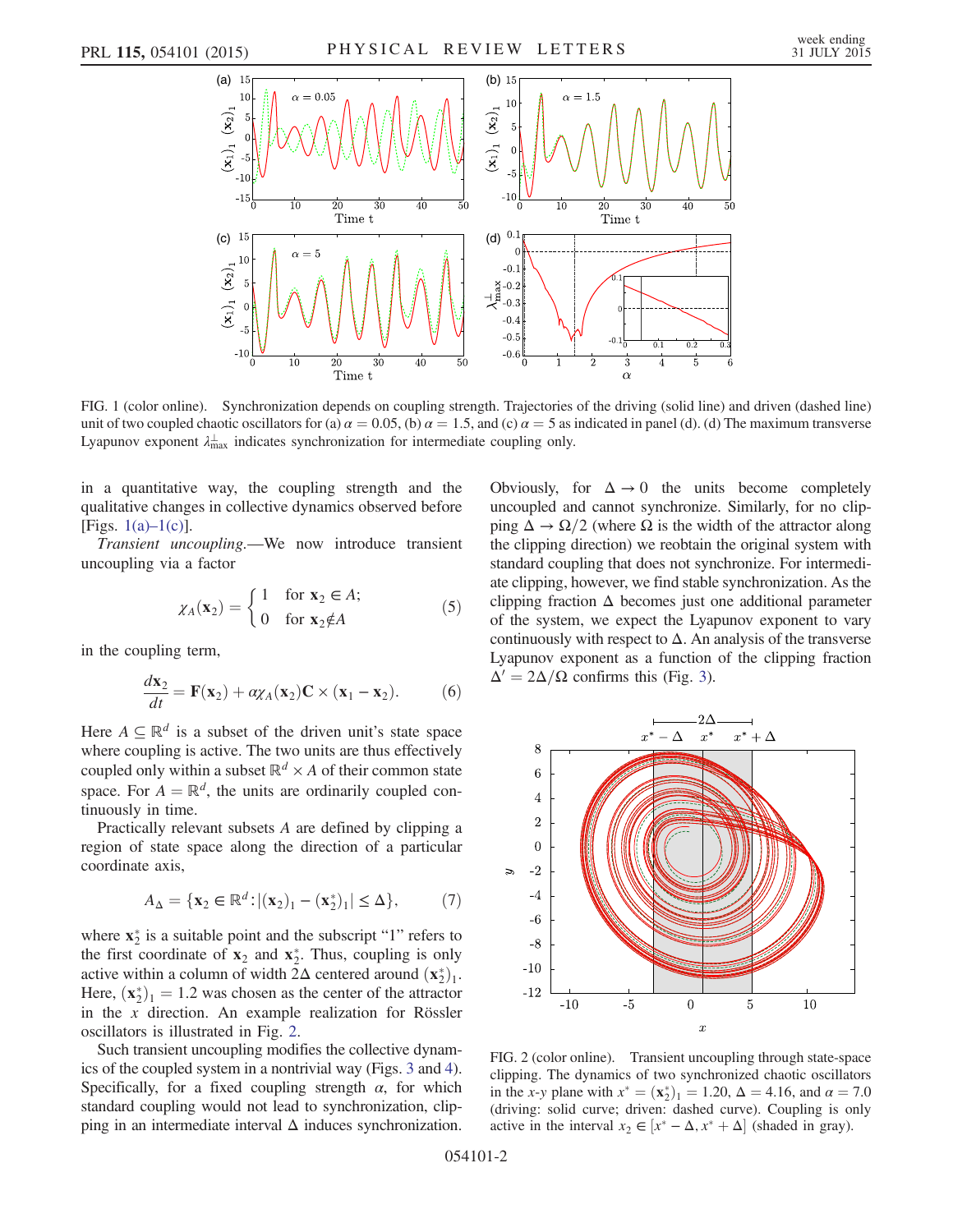FIG. 1 (color online). Synchronization depends on coupling strength. Trajectories of the driving (solid line) and driven (dashed line) unit of two coupled chaotic oscillators for (a) $\alpha = 0.05$, (b) $\alpha = 1.5$, and (c) $\alpha = 5$ as indicated in panel (d). (d) The maximum transverse Lyapunov exponent $\lambda^{\perp}_{\max}$ indicates synchronization for intermediate coupling only.

in a quantitative way, the coupling strength and the qualitative changes in collective dynamics observed before [Figs. 1(a)–1(c)].

*Transient uncoupling.*—We now introduce transient uncoupling via a factor

$$\chi_A(\mathbf{x}_2) = \begin{cases} 1 & \text{for } \mathbf{x}_2 \in A; \\ 0 & \text{for } \mathbf{x}_2 \notin A \end{cases} \tag{5}$$

in the coupling term,

$$\frac{d\mathbf{x}_2}{dt} = \mathbf{F}(\mathbf{x}_2) + \alpha \chi_A(\mathbf{x}_2) \mathbf{C} \times (\mathbf{x}_1 - \mathbf{x}_2). \tag{6}$$

Here $A \subseteq \mathbb{R}^d$ is a subset of the driven unit's state space where coupling is active. The two units are thus effectively coupled only within a subset $\mathbb{R}^d \times A$ of their common state space. For $A = \mathbb{R}^d$, the units are ordinarily coupled continuously in time.

Practically relevant subsets $A$ are defined by clipping a region of state space along the direction of a particular coordinate axis,

$$A_\Delta = \{\mathbf{x}_2 \in \mathbb{R}^d : |(\mathbf{x}_2)_1 - (\mathbf{x}_2^*)_1| \leq \Delta\}, \tag{7}$$

where $\mathbf{x}_2^*$ is a suitable point and the subscript "1" refers to the first coordinate of $\mathbf{x}_2$ and $\mathbf{x}_2^*$. Thus, coupling is only active within a column of width $2\Delta$ centered around $(\mathbf{x}_2^*)_1$. Here, $(\mathbf{x}_2^*)_1 = 1.2$ was chosen as the center of the attractor in the $x$ direction. An example realization for Rössler oscillators is illustrated in Fig. 2.

Such transient uncoupling modifies the collective dynamics of the coupled system in a nontrivial way (Figs. 3 and 4). Specifically, for a fixed coupling strength $\alpha$, for which standard coupling would not lead to synchronization, clipping in an intermediate interval $\Delta$ induces synchronization. Obviously, for $\Delta \to 0$ the units become completely uncoupled and cannot synchronize. Similarly, for no clipping $\Delta \to \Omega/2$ (where $\Omega$ is the width of the attractor along the clipping direction) we reobtain the original system with standard coupling that does not synchronize. For intermediate clipping, however, we find stable synchronization. As the clipping fraction $\Delta$ becomes just one additional parameter of the system, we expect the Lyapunov exponent to vary continuously with respect to $\Delta$. An analysis of the transverse Lyapunov exponent as a function of the clipping fraction $\Delta' = 2\Delta/\Omega$ confirms this (Fig. 3).

FIG. 2 (color online). Transient uncoupling through state-space clipping. The dynamics of two synchronized chaotic oscillators in the $x$-$y$ plane with $x^* = (\mathbf{x}_2^*)_1 = 1.20$, $\Delta = 4.16$, and $\alpha = 7.0$ (driving: solid curve; driven: dashed curve). Coupling is only active in the interval $x_2 \in [x^* - \Delta, x^* + \Delta]$ (shaded in gray).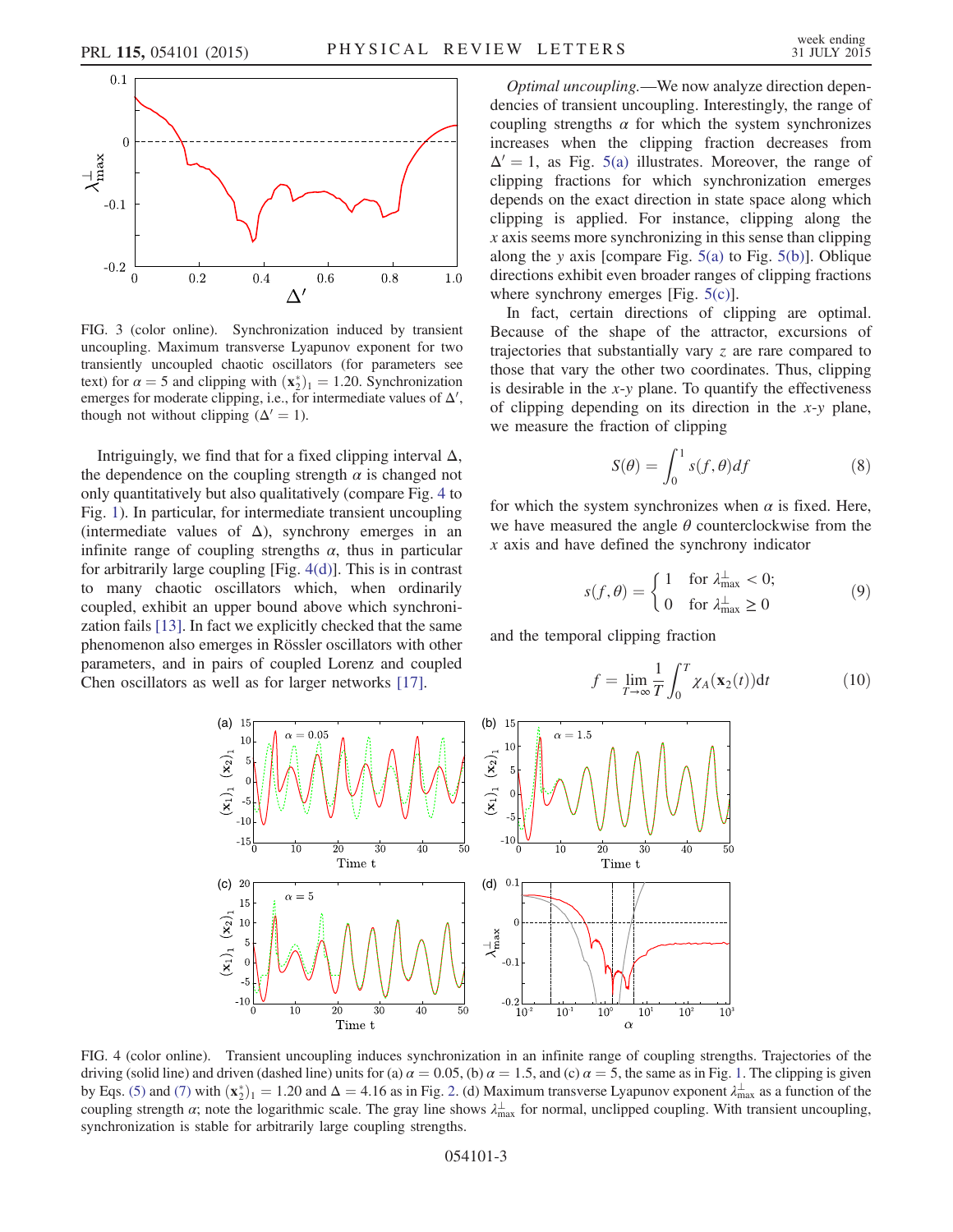FIG. 3 (color online). Synchronization induced by transient uncoupling. Maximum transverse Lyapunov exponent for two transiently uncoupled chaotic oscillators (for parameters see text) for $\alpha = 5$ and clipping with $(\mathbf{x}_2^*)_1 = 1.20$. Synchronization emerges for moderate clipping, i.e., for intermediate values of $\Delta'$, though not without clipping ($\Delta' = 1$).

Intriguingly, we find that for a fixed clipping interval $\Delta$, the dependence on the coupling strength $\alpha$ is changed not only quantitatively but also qualitatively (compare Fig. 4 to Fig. 1). In particular, for intermediate transient uncoupling (intermediate values of $\Delta$), synchrony emerges in an infinite range of coupling strengths $\alpha$, thus in particular for arbitrarily large coupling [Fig. 4(d)]. This is in contrast to many chaotic oscillators which, when ordinarily coupled, exhibit an upper bound above which synchronization fails [13]. In fact we explicitly checked that the same phenomenon also emerges in Rössler oscillators with other parameters, and in pairs of coupled Lorenz and coupled Chen oscillators as well as for larger networks [17].

*Optimal uncoupling.*—We now analyze direction dependencies of transient uncoupling. Interestingly, the range of coupling strengths $\alpha$ for which the system synchronizes increases when the clipping fraction decreases from $\Delta' = 1$, as Fig. 5(a) illustrates. Moreover, the range of clipping fractions for which synchronization emerges depends on the exact direction in state space along which clipping is applied. For instance, clipping along the $x$ axis seems more synchronizing in this sense than clipping along the $y$ axis [compare Fig. 5(a) to Fig. 5(b)]. Oblique directions exhibit even broader ranges of clipping fractions where synchrony emerges [Fig. 5(c)].

In fact, certain directions of clipping are optimal. Because of the shape of the attractor, excursions of trajectories that substantially vary $z$ are rare compared to those that vary the other two coordinates. Thus, clipping is desirable in the $x$-$y$ plane. To quantify the effectiveness of clipping depending on its direction in the $x$-$y$ plane, we measure the fraction of clipping

$$S(\theta) = \int_0^1 s(f,\theta)df \tag{8}$$

for which the system synchronizes when $\alpha$ is fixed. Here, we have measured the angle $\theta$ counterclockwise from the $x$ axis and have defined the synchrony indicator

$$s(f,\theta) = \begin{cases} 1 & \text{for } \lambda_{\max}^{\perp} < 0; \\ 0 & \text{for } \lambda_{\max}^{\perp} \geq 0 \end{cases} \tag{9}$$

and the temporal clipping fraction

$$f = \lim_{T\to\infty} \frac{1}{T}\int_0^T \chi_A(\mathbf{x}_2(t))\mathrm{d}t \tag{10}$$

FIG. 4 (color online). Transient uncoupling induces synchronization in an infinite range of coupling strengths. Trajectories of the driving (solid line) and driven (dashed line) units for (a) $\alpha = 0.05$, (b) $\alpha = 1.5$, and (c) $\alpha = 5$, the same as in Fig. 1. The clipping is given by Eqs. (5) and (7) with $(\mathbf{x}_2^*)_1 = 1.20$ and $\Delta = 4.16$ as in Fig. 2. (d) Maximum transverse Lyapunov exponent $\lambda_{\max}^{\perp}$ as a function of the coupling strength $\alpha$; note the logarithmic scale. The gray line shows $\lambda_{\max}^{\perp}$ for normal, unclipped coupling. With transient uncoupling, synchronization is stable for arbitrarily large coupling strengths.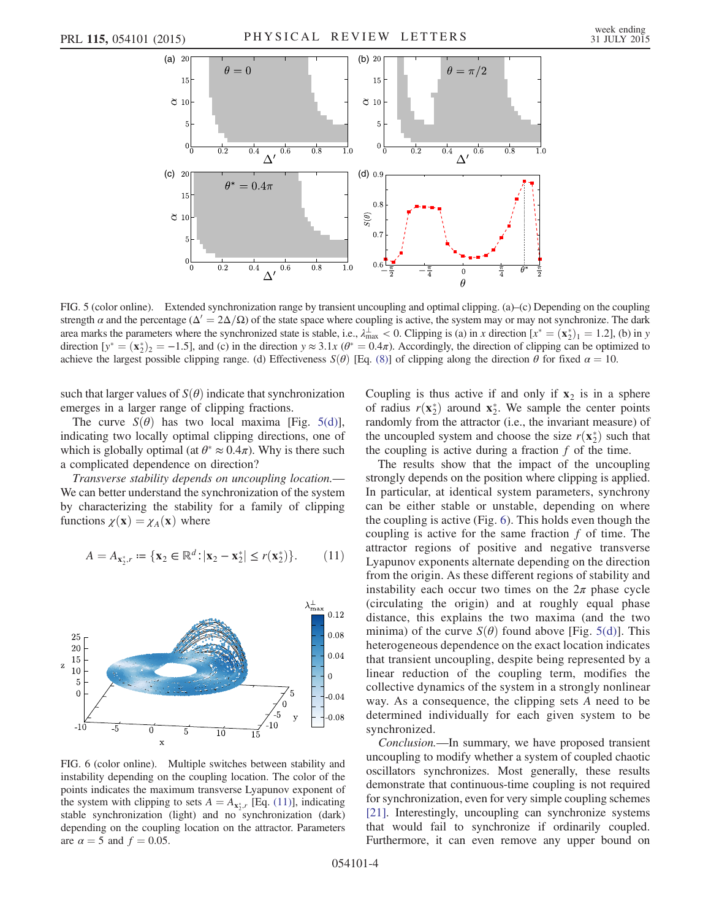FIG. 5 (color online). Extended synchronization range by transient uncoupling and optimal clipping. (a)–(c) Depending on the coupling strength $\alpha$ and the percentage ($\Delta' = 2\Delta/\Omega$) of the state space where coupling is active, the system may or may not synchronize. The dark area marks the parameters where the synchronized state is stable, i.e., $\lambda^{\perp}_{\max} < 0$. Clipping is (a) in $x$ direction $[x^* = (\mathbf{x}_2^*)_1 = 1.2]$, (b) in $y$ direction $[y^* = (\mathbf{x}_2^*)_2 = -1.5]$, and (c) in the direction $y \approx 3.1x$ ($\theta^* = 0.4\pi$). Accordingly, the direction of clipping can be optimized to achieve the largest possible clipping range. (d) Effectiveness $S(\theta)$ [Eq. (8)] of clipping along the direction $\theta$ for fixed $\alpha = 10$.

such that larger values of $S(\theta)$ indicate that synchronization emerges in a larger range of clipping fractions.

The curve $S(\theta)$ has two local maxima [Fig. 5(d)], indicating two locally optimal clipping directions, one of which is globally optimal (at $\theta^* \approx 0.4\pi$). Why is there such a complicated dependence on direction?

*Transverse stability depends on uncoupling location.*—We can better understand the synchronization of the system by characterizing the stability for a family of clipping functions $\chi(\mathbf{x}) = \chi_A(\mathbf{x})$ where

$$A = A_{\mathbf{x}_2^*,r} := \{\mathbf{x}_2 \in \mathbb{R}^d : |\mathbf{x}_2 - \mathbf{x}_2^*| \leq r(\mathbf{x}_2^*)\}. \qquad (11)$$

FIG. 6 (color online). Multiple switches between stability and instability depending on the coupling location. The color of the points indicates the maximum transverse Lyapunov exponent of the system with clipping to sets $A = A_{\mathbf{x}_2^*,r}$ [Eq. (11)], indicating stable synchronization (light) and no synchronization (dark) depending on the coupling location on the attractor. Parameters are $\alpha = 5$ and $f = 0.05$.

Coupling is thus active if and only if $\mathbf{x}_2$ is in a sphere of radius $r(\mathbf{x}_2^*)$ around $\mathbf{x}_2^*$. We sample the center points randomly from the attractor (i.e., the invariant measure) of the uncoupled system and choose the size $r(\mathbf{x}_2^*)$ such that the coupling is active during a fraction $f$ of the time.

The results show that the impact of the uncoupling strongly depends on the position where clipping is applied. In particular, at identical system parameters, synchrony can be either stable or unstable, depending on where the coupling is active (Fig. 6). This holds even though the coupling is active for the same fraction $f$ of time. The attractor regions of positive and negative transverse Lyapunov exponents alternate depending on the direction from the origin. As these different regions of stability and instability each occur two times on the $2\pi$ phase cycle (circulating the origin) and at roughly equal phase distance, this explains the two maxima (and the two minima) of the curve $S(\theta)$ found above [Fig. 5(d)]. This heterogeneous dependence on the exact location indicates that transient uncoupling, despite being represented by a linear reduction of the coupling term, modifies the collective dynamics of the system in a strongly nonlinear way. As a consequence, the clipping sets $A$ need to be determined individually for each given system to be synchronized.

*Conclusion.*—In summary, we have proposed transient uncoupling to modify whether a system of coupled chaotic oscillators synchronizes. Most generally, these results demonstrate that continuous-time coupling is not required for synchronization, even for very simple coupling schemes [21]. Interestingly, uncoupling can synchronize systems that would fail to synchronize if ordinarily coupled. Furthermore, it can even remove any upper bound on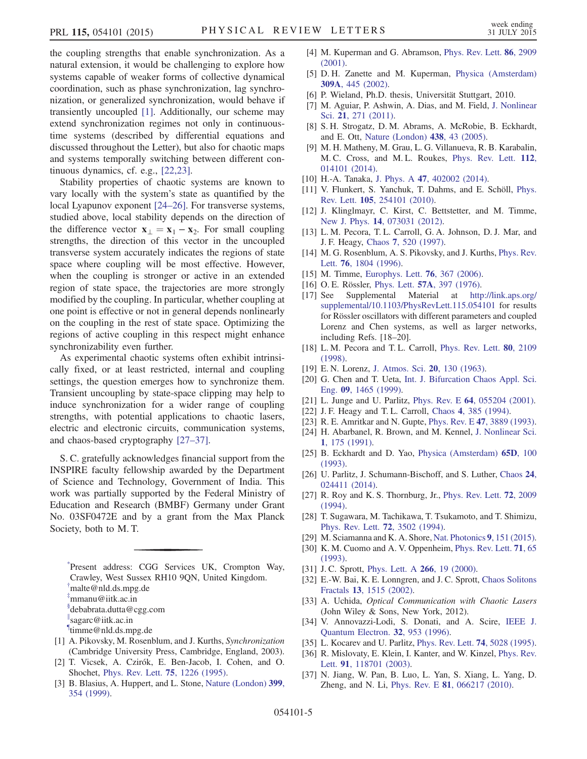the coupling strengths that enable synchronization. As a natural extension, it would be challenging to explore how systems capable of weaker forms of collective dynamical coordination, such as phase synchronization, lag synchronization, or generalized synchronization, would behave if transiently uncoupled [1]. Additionally, our scheme may extend synchronization regimes not only in continuous-time systems (described by differential equations and discussed throughout the Letter), but also for chaotic maps and systems temporally switching between different continuous dynamics, cf. e.g., [22,23].

Stability properties of chaotic systems are known to vary locally with the system's state as quantified by the local Lyapunov exponent [24–26]. For transverse systems, studied above, local stability depends on the direction of the difference vector $\mathbf{x}_\perp = \mathbf{x}_1 - \mathbf{x}_2$. For small coupling strengths, the direction of this vector in the uncoupled transverse system accurately indicates the regions of state space where coupling will be most effective. However, when the coupling is stronger or active in an extended region of state space, the trajectories are more strongly modified by the coupling. In particular, whether coupling at one point is effective or not in general depends nonlinearly on the coupling in the rest of state space. Optimizing the regions of active coupling in this respect might enhance synchronizability even further.

As experimental chaotic systems often exhibit intrinsically fixed, or at least restricted, internal and coupling settings, the question emerges how to synchronize them. Transient uncoupling by state-space clipping may help to induce synchronization for a wider range of coupling strengths, with potential applications to chaotic lasers, electric and electronic circuits, communication systems, and chaos-based cryptography [27–37].

S. C. gratefully acknowledges financial support from the INSPIRE faculty fellowship awarded by the Department of Science and Technology, Government of India. This work was partially supported by the Federal Ministry of Education and Research (BMBF) Germany under Grant No. 03SF0472E and by a grant from the Max Planck Society, both to M. T.

---

[*] Present address: CGG Services UK, Crompton Way, Crawley, West Sussex RH10 9QN, United Kingdom.

[†] malte@nld.ds.mpg.de

[‡] mmanu@iitk.ac.in

[§] debabrata.dutta@cgg.com

[‖] sagarc@iitk.ac.in

[¶] timme@nld.ds.mpg.de

[1] A. Pikovsky, M. Rosenblum, and J. Kurths, *Synchronization* (Cambridge University Press, Cambridge, England, 2003).

[2] T. Vicsek, A. Czirók, E. Ben-Jacob, I. Cohen, and O. Shochet, Phys. Rev. Lett. **75**, 1226 (1995).

[3] B. Blasius, A. Huppert, and L. Stone, Nature (London) **399**, 354 (1999).

[4] M. Kuperman and G. Abramson, Phys. Rev. Lett. **86**, 2909 (2001).

[5] D. H. Zanette and M. Kuperman, Physica (Amsterdam) **309A**, 445 (2002).

[6] P. Wieland, Ph.D. thesis, Universität Stuttgart, 2010.

[7] M. Aguiar, P. Ashwin, A. Dias, and M. Field, J. Nonlinear Sci. **21**, 271 (2011).

[8] S. H. Strogatz, D. M. Abrams, A. McRobie, B. Eckhardt, and E. Ott, Nature (London) **438**, 43 (2005).

[9] M. H. Matheny, M. Grau, L. G. Villanueva, R. B. Karabalin, M. C. Cross, and M. L. Roukes, Phys. Rev. Lett. **112**, 014101 (2014).

[10] H.-A. Tanaka, J. Phys. A **47**, 402002 (2014).

[11] V. Flunkert, S. Yanchuk, T. Dahms, and E. Schöll, Phys. Rev. Lett. **105**, 254101 (2010).

[12] J. Klinglmayr, C. Kirst, C. Bettstetter, and M. Timme, New J. Phys. **14**, 073031 (2012).

[13] L. M. Pecora, T. L. Carroll, G. A. Johnson, D. J. Mar, and J. F. Heagy, Chaos **7**, 520 (1997).

[14] M. G. Rosenblum, A. S. Pikovsky, and J. Kurths, Phys. Rev. Lett. **76**, 1804 (1996).

[15] M. Timme, Europhys. Lett. **76**, 367 (2006).

[16] O. E. Rössler, Phys. Lett. **57A**, 397 (1976).

[17] See Supplemental Material at http://link.aps.org/supplemental/10.1103/PhysRevLett.115.054101 for results for Rössler oscillators with different parameters and coupled Lorenz and Chen systems, as well as larger networks, including Refs. [18–20].

[18] L. M. Pecora and T. L. Carroll, Phys. Rev. Lett. **80**, 2109 (1998).

[19] E. N. Lorenz, J. Atmos. Sci. **20**, 130 (1963).

[20] G. Chen and T. Ueta, Int. J. Bifurcation Chaos Appl. Sci. Eng. **09**, 1465 (1999).

[21] L. Junge and U. Parlitz, Phys. Rev. E **64**, 055204 (2001).

[22] J. F. Heagy and T. L. Carroll, Chaos **4**, 385 (1994).

[23] R. E. Amritkar and N. Gupte, Phys. Rev. E **47**, 3889 (1993).

[24] H. Abarbanel, R. Brown, and M. Kennel, J. Nonlinear Sci. **1**, 175 (1991).

[25] B. Eckhardt and D. Yao, Physica (Amsterdam) **65D**, 100 (1993).

[26] U. Parlitz, J. Schumann-Bischoff, and S. Luther, Chaos **24**, 024411 (2014).

[27] R. Roy and K. S. Thornburg, Jr., Phys. Rev. Lett. **72**, 2009 (1994).

[28] T. Sugawara, M. Tachikawa, T. Tsukamoto, and T. Shimizu, Phys. Rev. Lett. **72**, 3502 (1994).

[29] M. Sciamanna and K. A. Shore, Nat. Photonics **9**, 151 (2015).

[30] K. M. Cuomo and A. V. Oppenheim, Phys. Rev. Lett. **71**, 65 (1993).

[31] J. C. Sprott, Phys. Lett. A **266**, 19 (2000).

[32] E.-W. Bai, K. E. Lonngren, and J. C. Sprott, Chaos Solitons Fractals **13**, 1515 (2002).

[33] A. Uchida, *Optical Communication with Chaotic Lasers* (John Wiley & Sons, New York, 2012).

[34] V. Annovazzi-Lodi, S. Donati, and A. Scire, IEEE J. Quantum Electron. **32**, 953 (1996).

[35] L. Kocarev and U. Parlitz, Phys. Rev. Lett. **74**, 5028 (1995).

[36] R. Mislovaty, E. Klein, I. Kanter, and W. Kinzel, Phys. Rev. Lett. **91**, 118701 (2003).

[37] N. Jiang, W. Pan, B. Luo, L. Yan, S. Xiang, L. Yang, D. Zheng, and N. Li, Phys. Rev. E **81**, 066217 (2010).